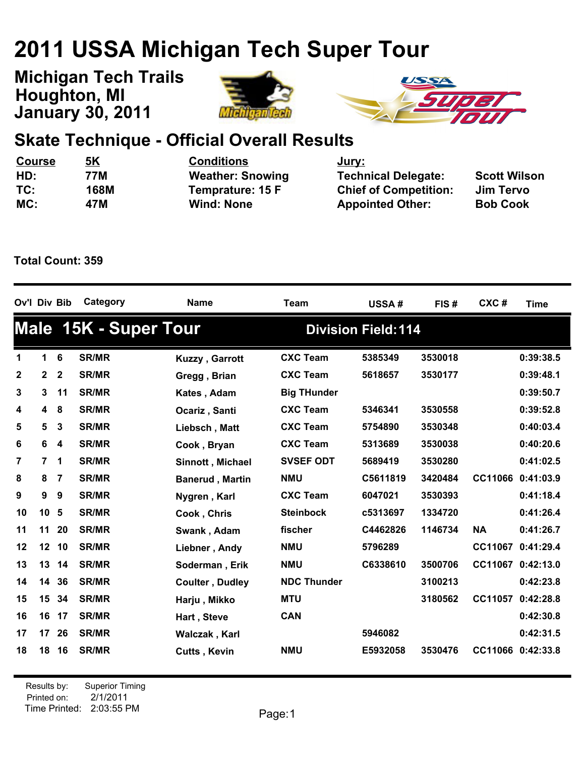# 2011 USSA Michigan Tech Super Tour

**Michigan Tech Trails**
**Houghton, MI**
**January 30, 2011**

## Skate Technique - Official Overall Results

| Course | 5K | Conditions | Jury: | |
|---|---|---|---|---|
| HD: | 77M | Weather: Snowing | Technical Delegate: | Scott Wilson |
| TC: | 168M | Temprature: 15 F | Chief of Competition: | Jim Tervo |
| MC: | 47M | Wind: None | Appointed Other: | Bob Cook |

**Total Count: 359**

### Male 15K - Super Tour — Division Field: 114

| Ov'l | Div | Bib | Category | Name | Team | USSA # | FIS # | CXC # | Time |
|---|---|---|---|---|---|---|---|---|---|
| 1 | 1 | 6 | SR/MR | Kuzzy , Garrott | CXC Team | 5385349 | 3530018 | | 0:39:38.5 |
| 2 | 2 | 2 | SR/MR | Gregg , Brian | CXC Team | 5618657 | 3530177 | | 0:39:48.1 |
| 3 | 3 | 11 | SR/MR | Kates , Adam | Big THunder | | | | 0:39:50.7 |
| 4 | 4 | 8 | SR/MR | Ocariz , Santi | CXC Team | 5346341 | 3530558 | | 0:39:52.8 |
| 5 | 5 | 3 | SR/MR | Liebsch , Matt | CXC Team | 5754890 | 3530348 | | 0:40:03.4 |
| 6 | 6 | 4 | SR/MR | Cook , Bryan | CXC Team | 5313689 | 3530038 | | 0:40:20.6 |
| 7 | 7 | 1 | SR/MR | Sinnott , Michael | SVSEF ODT | 5689419 | 3530280 | | 0:41:02.5 |
| 8 | 8 | 7 | SR/MR | Banerud , Martin | NMU | C5611819 | 3420484 | CC11066 | 0:41:03.9 |
| 9 | 9 | 9 | SR/MR | Nygren , Karl | CXC Team | 6047021 | 3530393 | | 0:41:18.4 |
| 10 | 10 | 5 | SR/MR | Cook , Chris | Steinbock | c5313697 | 1334720 | | 0:41:26.4 |
| 11 | 11 | 20 | SR/MR | Swank , Adam | fischer | C4462826 | 1146734 | NA | 0:41:26.7 |
| 12 | 12 | 10 | SR/MR | Liebner , Andy | NMU | 5796289 | | CC11067 | 0:41:29.4 |
| 13 | 13 | 14 | SR/MR | Soderman , Erik | NMU | C6338610 | 3500706 | CC11067 | 0:42:13.0 |
| 14 | 14 | 36 | SR/MR | Coulter , Dudley | NDC Thunder | | 3100213 | | 0:42:23.8 |
| 15 | 15 | 34 | SR/MR | Harju , Mikko | MTU | | 3180562 | CC11057 | 0:42:28.8 |
| 16 | 16 | 17 | SR/MR | Hart , Steve | CAN | | | | 0:42:30.8 |
| 17 | 17 | 26 | SR/MR | Walczak , Karl | | 5946082 | | | 0:42:31.5 |
| 18 | 18 | 16 | SR/MR | Cutts , Kevin | NMU | E5932058 | 3530476 | CC11066 | 0:42:33.8 |

Results by: Superior Timing
Printed on: 2/1/2011
Time Printed: 2:03:55 PM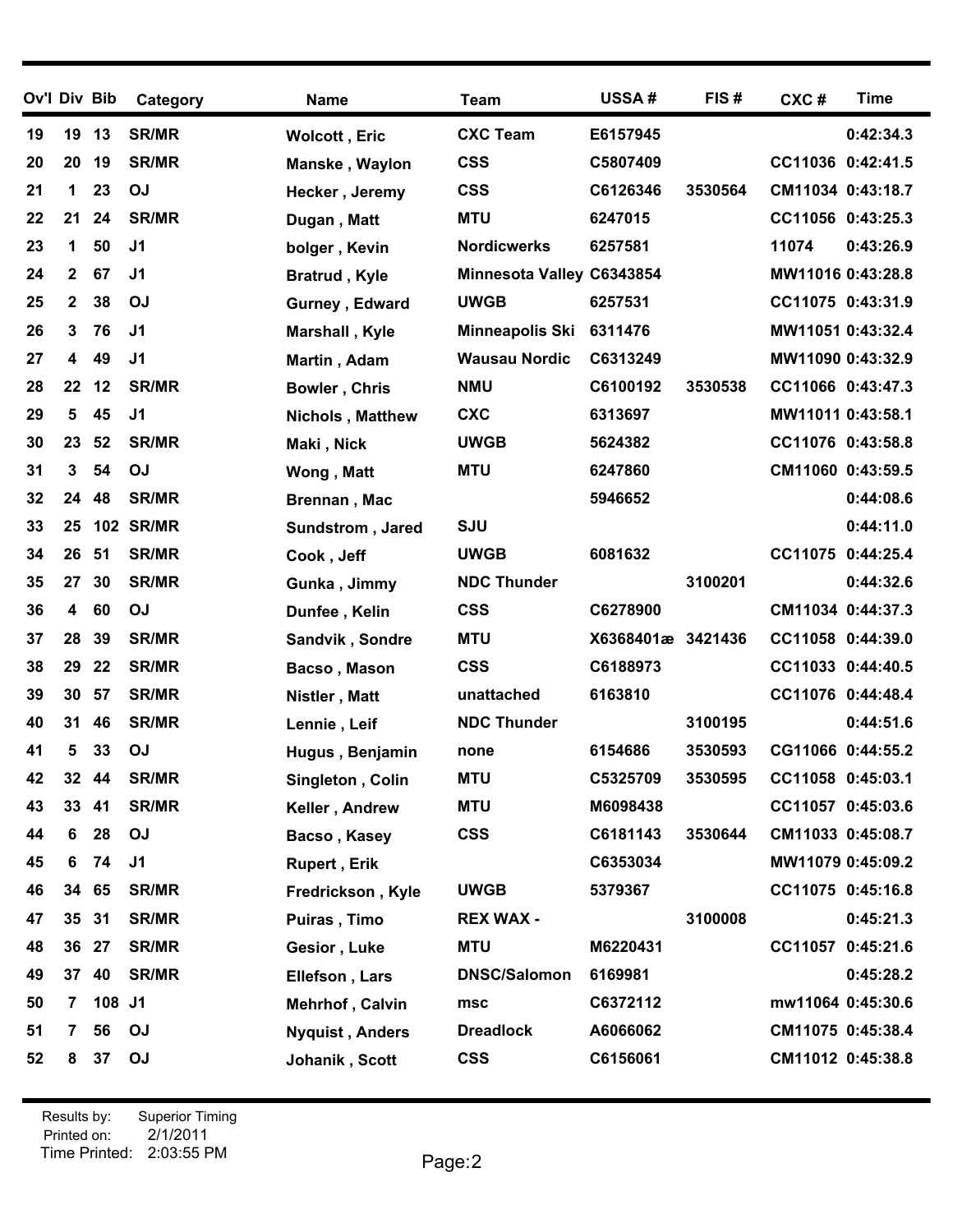| Ov'l | Div | Bib | Category | Name | Team | USSA # | FIS # | CXC # | Time |
|---|---|---|---|---|---|---|---|---|---|
| 19 | 19 | 13 | SR/MR | Wolcott , Eric | CXC Team | E6157945 | | | 0:42:34.3 |
| 20 | 20 | 19 | SR/MR | Manske , Waylon | CSS | C5807409 | | CC11036 | 0:42:41.5 |
| 21 | 1 | 23 | OJ | Hecker , Jeremy | CSS | C6126346 | 3530564 | CM11034 | 0:43:18.7 |
| 22 | 21 | 24 | SR/MR | Dugan , Matt | MTU | 6247015 | | CC11056 | 0:43:25.3 |
| 23 | 1 | 50 | J1 | bolger , Kevin | Nordicwerks | 6257581 | | 11074 | 0:43:26.9 |
| 24 | 2 | 67 | J1 | Bratrud , Kyle | Minnesota Valley | C6343854 | | MW11016 | 0:43:28.8 |
| 25 | 2 | 38 | OJ | Gurney , Edward | UWGB | 6257531 | | CC11075 | 0:43:31.9 |
| 26 | 3 | 76 | J1 | Marshall , Kyle | Minneapolis Ski | 6311476 | | MW11051 | 0:43:32.4 |
| 27 | 4 | 49 | J1 | Martin , Adam | Wausau Nordic | C6313249 | | MW11090 | 0:43:32.9 |
| 28 | 22 | 12 | SR/MR | Bowler , Chris | NMU | C6100192 | 3530538 | CC11066 | 0:43:47.3 |
| 29 | 5 | 45 | J1 | Nichols , Matthew | CXC | 6313697 | | MW11011 | 0:43:58.1 |
| 30 | 23 | 52 | SR/MR | Maki , Nick | UWGB | 5624382 | | CC11076 | 0:43:58.8 |
| 31 | 3 | 54 | OJ | Wong , Matt | MTU | 6247860 | | CM11060 | 0:43:59.5 |
| 32 | 24 | 48 | SR/MR | Brennan , Mac | | 5946652 | | | 0:44:08.6 |
| 33 | 25 | 102 | SR/MR | Sundstrom , Jared | SJU | | | | 0:44:11.0 |
| 34 | 26 | 51 | SR/MR | Cook , Jeff | UWGB | 6081632 | | CC11075 | 0:44:25.4 |
| 35 | 27 | 30 | SR/MR | Gunka , Jimmy | NDC Thunder | | 3100201 | | 0:44:32.6 |
| 36 | 4 | 60 | OJ | Dunfee , Kelin | CSS | C6278900 | | CM11034 | 0:44:37.3 |
| 37 | 28 | 39 | SR/MR | Sandvik , Sondre | MTU | X6368401æ | 3421436 | CC11058 | 0:44:39.0 |
| 38 | 29 | 22 | SR/MR | Bacso , Mason | CSS | C6188973 | | CC11033 | 0:44:40.5 |
| 39 | 30 | 57 | SR/MR | Nistler , Matt | unattached | 6163810 | | CC11076 | 0:44:48.4 |
| 40 | 31 | 46 | SR/MR | Lennie , Leif | NDC Thunder | | 3100195 | | 0:44:51.6 |
| 41 | 5 | 33 | OJ | Hugus , Benjamin | none | 6154686 | 3530593 | CG11066 | 0:44:55.2 |
| 42 | 32 | 44 | SR/MR | Singleton , Colin | MTU | C5325709 | 3530595 | CC11058 | 0:45:03.1 |
| 43 | 33 | 41 | SR/MR | Keller , Andrew | MTU | M6098438 | | CC11057 | 0:45:03.6 |
| 44 | 6 | 28 | OJ | Bacso , Kasey | CSS | C6181143 | 3530644 | CM11033 | 0:45:08.7 |
| 45 | 6 | 74 | J1 | Rupert , Erik | | C6353034 | | MW11079 | 0:45:09.2 |
| 46 | 34 | 65 | SR/MR | Fredrickson , Kyle | UWGB | 5379367 | | CC11075 | 0:45:16.8 |
| 47 | 35 | 31 | SR/MR | Puiras , Timo | REX WAX - | | 3100008 | | 0:45:21.3 |
| 48 | 36 | 27 | SR/MR | Gesior , Luke | MTU | M6220431 | | CC11057 | 0:45:21.6 |
| 49 | 37 | 40 | SR/MR | Ellefson , Lars | DNSC/Salomon | 6169981 | | | 0:45:28.2 |
| 50 | 7 | 108 | J1 | Mehrhof , Calvin | msc | C6372112 | | mw11064 | 0:45:30.6 |
| 51 | 7 | 56 | OJ | Nyquist , Anders | Dreadlock | A6066062 | | CM11075 | 0:45:38.4 |
| 52 | 8 | 37 | OJ | Johanik , Scott | CSS | C6156061 | | CM11012 | 0:45:38.8 |

Results by: Superior Timing
Printed on: 2/1/2011
Time Printed: 2:03:55 PM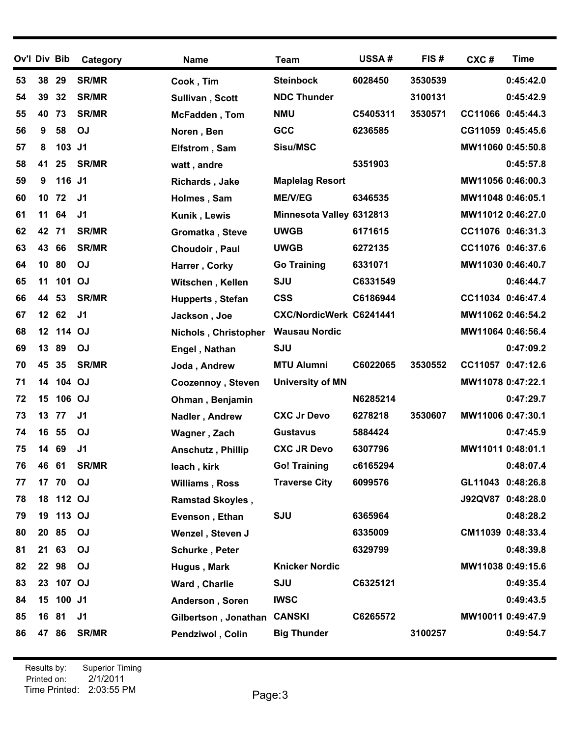| Ov'l | Div | Bib | Category | Name | Team | USSA # | FIS # | CXC # | Time |
|---|---|---|---|---|---|---|---|---|---|
| 53 | 38 | 29 | SR/MR | Cook , Tim | Steinbock | 6028450 | 3530539 | | 0:45:42.0 |
| 54 | 39 | 32 | SR/MR | Sullivan , Scott | NDC Thunder | | 3100131 | | 0:45:42.9 |
| 55 | 40 | 73 | SR/MR | McFadden , Tom | NMU | C5405311 | 3530571 | CC11066 | 0:45:44.3 |
| 56 | 9 | 58 | OJ | Noren , Ben | GCC | 6236585 | | CG11059 | 0:45:45.6 |
| 57 | 8 | 103 | J1 | Elfstrom , Sam | Sisu/MSC | | | MW11060 | 0:45:50.8 |
| 58 | 41 | 25 | SR/MR | watt , andre | | 5351903 | | | 0:45:57.8 |
| 59 | 9 | 116 | J1 | Richards , Jake | Maplelag Resort | | | MW11056 | 0:46:00.3 |
| 60 | 10 | 72 | J1 | Holmes , Sam | ME/V/EG | 6346535 | | MW11048 | 0:46:05.1 |
| 61 | 11 | 64 | J1 | Kunik , Lewis | Minnesota Valley | 6312813 | | MW11012 | 0:46:27.0 |
| 62 | 42 | 71 | SR/MR | Gromatka , Steve | UWGB | 6171615 | | CC11076 | 0:46:31.3 |
| 63 | 43 | 66 | SR/MR | Choudoir , Paul | UWGB | 6272135 | | CC11076 | 0:46:37.6 |
| 64 | 10 | 80 | OJ | Harrer , Corky | Go Training | 6331071 | | MW11030 | 0:46:40.7 |
| 65 | 11 | 101 | OJ | Witschen , Kellen | SJU | C6331549 | | | 0:46:44.7 |
| 66 | 44 | 53 | SR/MR | Hupperts , Stefan | CSS | C6186944 | | CC11034 | 0:46:47.4 |
| 67 | 12 | 62 | J1 | Jackson , Joe | CXC/NordicWerk | C6241441 | | MW11062 | 0:46:54.2 |
| 68 | 12 | 114 | OJ | Nichols , Christopher | Wausau Nordic | | | MW11064 | 0:46:56.4 |
| 69 | 13 | 89 | OJ | Engel , Nathan | SJU | | | | 0:47:09.2 |
| 70 | 45 | 35 | SR/MR | Joda , Andrew | MTU Alumni | C6022065 | 3530552 | CC11057 | 0:47:12.6 |
| 71 | 14 | 104 | OJ | Coozennoy , Steven | University of MN | | | MW11078 | 0:47:22.1 |
| 72 | 15 | 106 | OJ | Ohman , Benjamin | | N6285214 | | | 0:47:29.7 |
| 73 | 13 | 77 | J1 | Nadler , Andrew | CXC Jr Devo | 6278218 | 3530607 | MW11006 | 0:47:30.1 |
| 74 | 16 | 55 | OJ | Wagner , Zach | Gustavus | 5884424 | | | 0:47:45.9 |
| 75 | 14 | 69 | J1 | Anschutz , Phillip | CXC JR Devo | 6307796 | | MW11011 | 0:48:01.1 |
| 76 | 46 | 61 | SR/MR | leach , kirk | Go! Training | c6165294 | | | 0:48:07.4 |
| 77 | 17 | 70 | OJ | Williams , Ross | Traverse City | 6099576 | | GL11043 | 0:48:26.8 |
| 78 | 18 | 112 | OJ | Ramstad Skoyles , | | | | J92QV87 | 0:48:28.0 |
| 79 | 19 | 113 | OJ | Evenson , Ethan | SJU | 6365964 | | | 0:48:28.2 |
| 80 | 20 | 85 | OJ | Wenzel , Steven J | | 6335009 | | CM11039 | 0:48:33.4 |
| 81 | 21 | 63 | OJ | Schurke , Peter | | 6329799 | | | 0:48:39.8 |
| 82 | 22 | 98 | OJ | Hugus , Mark | Knicker Nordic | | | MW11038 | 0:49:15.6 |
| 83 | 23 | 107 | OJ | Ward , Charlie | SJU | C6325121 | | | 0:49:35.4 |
| 84 | 15 | 100 | J1 | Anderson , Soren | IWSC | | | | 0:49:43.5 |
| 85 | 16 | 81 | J1 | Gilbertson , Jonathan | CANSKI | C6265572 | | MW10011 | 0:49:47.9 |
| 86 | 47 | 86 | SR/MR | Pendziwol , Colin | Big Thunder | | 3100257 | | 0:49:54.7 |

Results by: Superior Timing
Printed on: 2/1/2011
Time Printed: 2:03:55 PM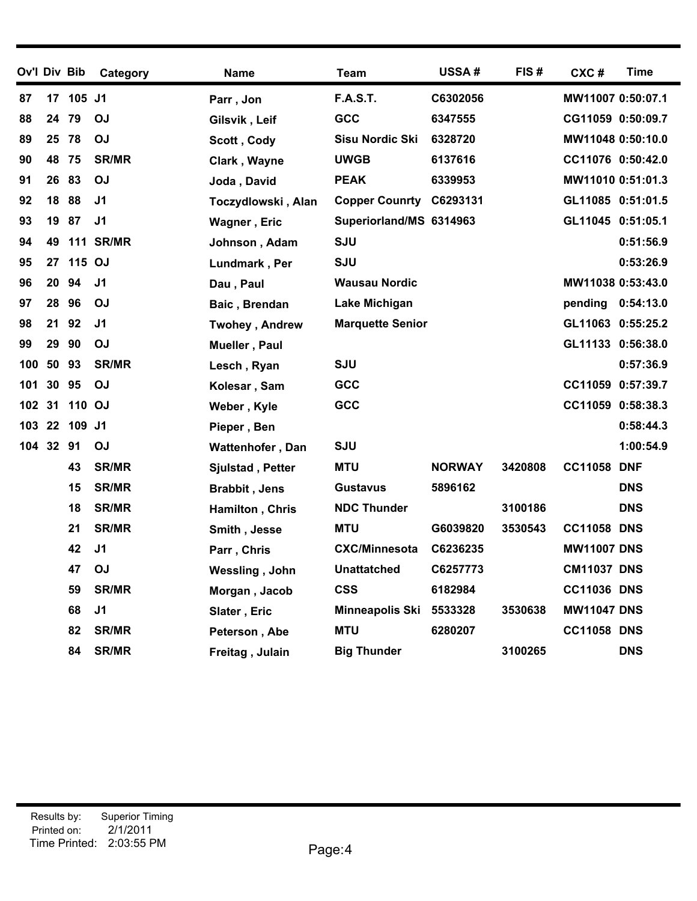| Ov'l | Div | Bib | Category | Name | Team | USSA # | FIS # | CXC # | Time |
|---|---|---|---|---|---|---|---|---|---|
| 87 | 17 | 105 | J1 | Parr , Jon | F.A.S.T. | C6302056 | | MW11007 | 0:50:07.1 |
| 88 | 24 | 79 | OJ | Gilsvik , Leif | GCC | 6347555 | | CG11059 | 0:50:09.7 |
| 89 | 25 | 78 | OJ | Scott , Cody | Sisu Nordic Ski | 6328720 | | MW11048 | 0:50:10.0 |
| 90 | 48 | 75 | SR/MR | Clark , Wayne | UWGB | 6137616 | | CC11076 | 0:50:42.0 |
| 91 | 26 | 83 | OJ | Joda , David | PEAK | 6339953 | | MW11010 | 0:51:01.3 |
| 92 | 18 | 88 | J1 | Toczydlowski , Alan | Copper Counrty | C6293131 | | GL11085 | 0:51:01.5 |
| 93 | 19 | 87 | J1 | Wagner , Eric | Superiorland/MS | 6314963 | | GL11045 | 0:51:05.1 |
| 94 | 49 | 111 | SR/MR | Johnson , Adam | SJU | | | | 0:51:56.9 |
| 95 | 27 | 115 | OJ | Lundmark , Per | SJU | | | | 0:53:26.9 |
| 96 | 20 | 94 | J1 | Dau , Paul | Wausau Nordic | | | MW11038 | 0:53:43.0 |
| 97 | 28 | 96 | OJ | Baic , Brendan | Lake Michigan | | | pending | 0:54:13.0 |
| 98 | 21 | 92 | J1 | Twohey , Andrew | Marquette Senior | | | GL11063 | 0:55:25.2 |
| 99 | 29 | 90 | OJ | Mueller , Paul | | | | GL11133 | 0:56:38.0 |
| 100 | 50 | 93 | SR/MR | Lesch , Ryan | SJU | | | | 0:57:36.9 |
| 101 | 30 | 95 | OJ | Kolesar , Sam | GCC | | | CC11059 | 0:57:39.7 |
| 102 | 31 | 110 | OJ | Weber , Kyle | GCC | | | CC11059 | 0:58:38.3 |
| 103 | 22 | 109 | J1 | Pieper , Ben | | | | | 0:58:44.3 |
| 104 | 32 | 91 | OJ | Wattenhofer , Dan | SJU | | | | 1:00:54.9 |
| | | 43 | SR/MR | Sjulstad , Petter | MTU | NORWAY | 3420808 | CC11058 | DNF |
| | | 15 | SR/MR | Brabbit , Jens | Gustavus | 5896162 | | | DNS |
| | | 18 | SR/MR | Hamilton , Chris | NDC Thunder | | 3100186 | | DNS |
| | | 21 | SR/MR | Smith , Jesse | MTU | G6039820 | 3530543 | CC11058 | DNS |
| | | 42 | J1 | Parr , Chris | CXC/Minnesota | C6236235 | | MW11007 | DNS |
| | | 47 | OJ | Wessling , John | Unattatched | C6257773 | | CM11037 | DNS |
| | | 59 | SR/MR | Morgan , Jacob | CSS | 6182984 | | CC11036 | DNS |
| | | 68 | J1 | Slater , Eric | Minneapolis Ski | 5533328 | 3530638 | MW11047 | DNS |
| | | 82 | SR/MR | Peterson , Abe | MTU | 6280207 | | CC11058 | DNS |
| | | 84 | SR/MR | Freitag , Julain | Big Thunder | | 3100265 | | DNS |

Results by: Superior Timing
Printed on: 2/1/2011
Time Printed: 2:03:55 PM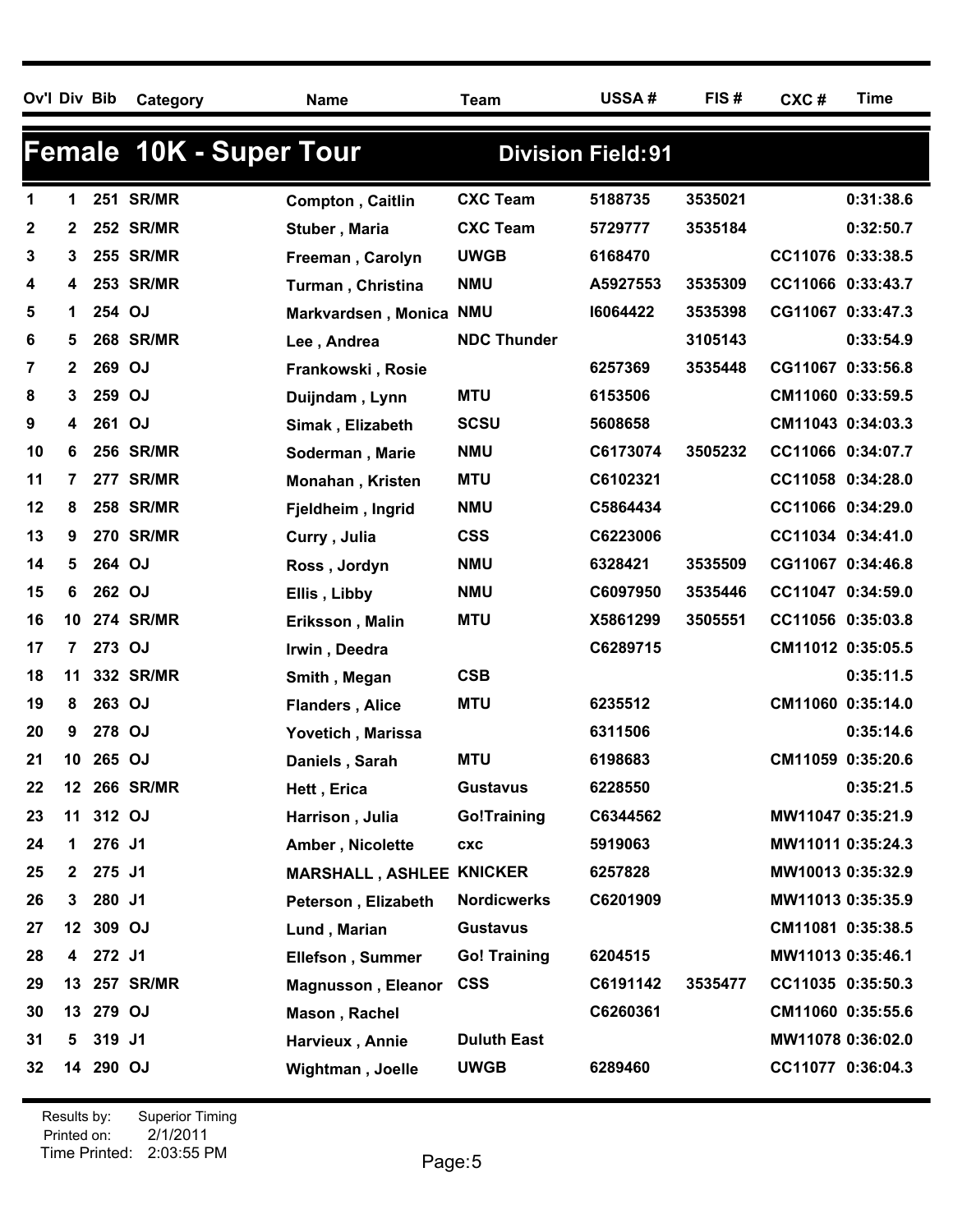| Ov'l | Div | Bib | Category | Name | Team | USSA # | FIS # | CXC # | Time |
|---|---|---|---|---|---|---|---|---|---|

## Female 10K - Super Tour

**Division Field: 91**

| Ov'l | Div | Bib | Category | Name | Team | USSA # | FIS # | CXC # | Time |
|---|---|---|---|---|---|---|---|---|---|
| 1 | 1 | 251 | SR/MR | Compton , Caitlin | CXC Team | 5188735 | 3535021 | | 0:31:38.6 |
| 2 | 2 | 252 | SR/MR | Stuber , Maria | CXC Team | 5729777 | 3535184 | | 0:32:50.7 |
| 3 | 3 | 255 | SR/MR | Freeman , Carolyn | UWGB | 6168470 | | CC11076 | 0:33:38.5 |
| 4 | 4 | 253 | SR/MR | Turman , Christina | NMU | A5927553 | 3535309 | CC11066 | 0:33:43.7 |
| 5 | 1 | 254 | OJ | Markvardsen , Monica | NMU | I6064422 | 3535398 | CG11067 | 0:33:47.3 |
| 6 | 5 | 268 | SR/MR | Lee , Andrea | NDC Thunder | | 3105143 | | 0:33:54.9 |
| 7 | 2 | 269 | OJ | Frankowski , Rosie | | 6257369 | 3535448 | CG11067 | 0:33:56.8 |
| 8 | 3 | 259 | OJ | Duijndam , Lynn | MTU | 6153506 | | CM11060 | 0:33:59.5 |
| 9 | 4 | 261 | OJ | Simak , Elizabeth | SCSU | 5608658 | | CM11043 | 0:34:03.3 |
| 10 | 6 | 256 | SR/MR | Soderman , Marie | NMU | C6173074 | 3505232 | CC11066 | 0:34:07.7 |
| 11 | 7 | 277 | SR/MR | Monahan , Kristen | MTU | C6102321 | | CC11058 | 0:34:28.0 |
| 12 | 8 | 258 | SR/MR | Fjeldheim , Ingrid | NMU | C5864434 | | CC11066 | 0:34:29.0 |
| 13 | 9 | 270 | SR/MR | Curry , Julia | CSS | C6223006 | | CC11034 | 0:34:41.0 |
| 14 | 5 | 264 | OJ | Ross , Jordyn | NMU | 6328421 | 3535509 | CG11067 | 0:34:46.8 |
| 15 | 6 | 262 | OJ | Ellis , Libby | NMU | C6097950 | 3535446 | CC11047 | 0:34:59.0 |
| 16 | 10 | 274 | SR/MR | Eriksson , Malin | MTU | X5861299 | 3505551 | CC11056 | 0:35:03.8 |
| 17 | 7 | 273 | OJ | Irwin , Deedra | | C6289715 | | CM11012 | 0:35:05.5 |
| 18 | 11 | 332 | SR/MR | Smith , Megan | CSB | | | | 0:35:11.5 |
| 19 | 8 | 263 | OJ | Flanders , Alice | MTU | 6235512 | | CM11060 | 0:35:14.0 |
| 20 | 9 | 278 | OJ | Yovetich , Marissa | | 6311506 | | | 0:35:14.6 |
| 21 | 10 | 265 | OJ | Daniels , Sarah | MTU | 6198683 | | CM11059 | 0:35:20.6 |
| 22 | 12 | 266 | SR/MR | Hett , Erica | Gustavus | 6228550 | | | 0:35:21.5 |
| 23 | 11 | 312 | OJ | Harrison , Julia | Go!Training | C6344562 | | MW11047 | 0:35:21.9 |
| 24 | 1 | 276 | J1 | Amber , Nicolette | cxc | 5919063 | | MW11011 | 0:35:24.3 |
| 25 | 2 | 275 | J1 | MARSHALL , ASHLEE | KNICKER | 6257828 | | MW10013 | 0:35:32.9 |
| 26 | 3 | 280 | J1 | Peterson , Elizabeth | Nordicwerks | C6201909 | | MW11013 | 0:35:35.9 |
| 27 | 12 | 309 | OJ | Lund , Marian | Gustavus | | | CM11081 | 0:35:38.5 |
| 28 | 4 | 272 | J1 | Ellefson , Summer | Go! Training | 6204515 | | MW11013 | 0:35:46.1 |
| 29 | 13 | 257 | SR/MR | Magnusson , Eleanor | CSS | C6191142 | 3535477 | CC11035 | 0:35:50.3 |
| 30 | 13 | 279 | OJ | Mason , Rachel | | C6260361 | | CM11060 | 0:35:55.6 |
| 31 | 5 | 319 | J1 | Harvieux , Annie | Duluth East | | | MW11078 | 0:36:02.0 |
| 32 | 14 | 290 | OJ | Wightman , Joelle | UWGB | 6289460 | | CC11077 | 0:36:04.3 |

Results by: Superior Timing
Printed on: 2/1/2011
Time Printed: 2:03:55 PM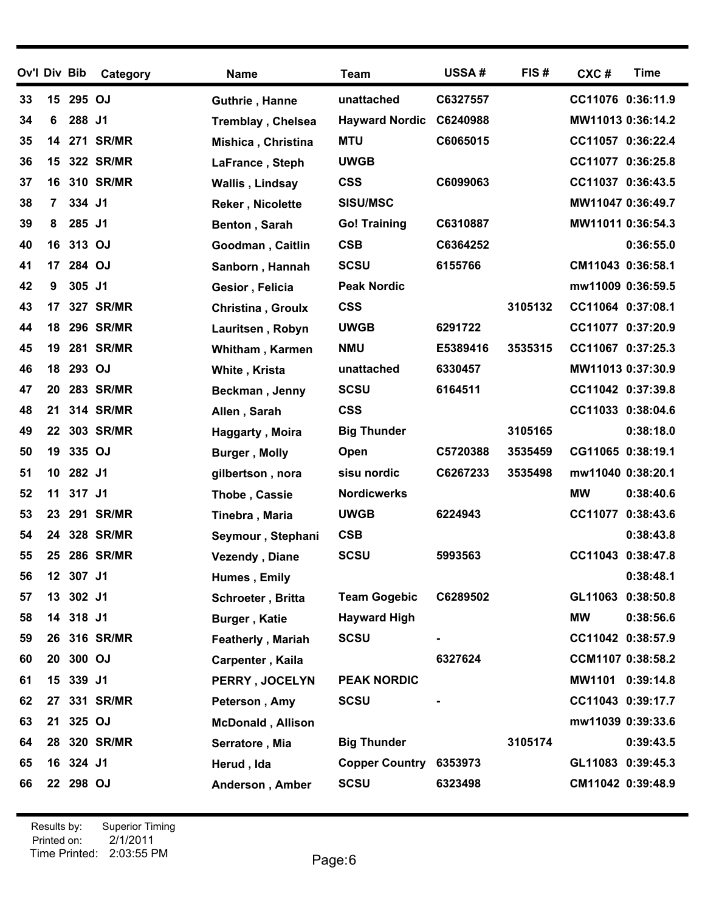| Ov'l | Div | Bib | Category | Name | Team | USSA # | FIS # | CXC # | Time |
|---|---|---|---|---|---|---|---|---|---|
| 33 | 15 | 295 | OJ | Guthrie , Hanne | unattached | C6327557 | | CC11076 | 0:36:11.9 |
| 34 | 6 | 288 | J1 | Tremblay , Chelsea | Hayward Nordic | C6240988 | | MW11013 | 0:36:14.2 |
| 35 | 14 | 271 | SR/MR | Mishica , Christina | MTU | C6065015 | | CC11057 | 0:36:22.4 |
| 36 | 15 | 322 | SR/MR | LaFrance , Steph | UWGB | | | CC11077 | 0:36:25.8 |
| 37 | 16 | 310 | SR/MR | Wallis , Lindsay | CSS | C6099063 | | CC11037 | 0:36:43.5 |
| 38 | 7 | 334 | J1 | Reker , Nicolette | SISU/MSC | | | MW11047 | 0:36:49.7 |
| 39 | 8 | 285 | J1 | Benton , Sarah | Go! Training | C6310887 | | MW11011 | 0:36:54.3 |
| 40 | 16 | 313 | OJ | Goodman , Caitlin | CSB | C6364252 | | | 0:36:55.0 |
| 41 | 17 | 284 | OJ | Sanborn , Hannah | SCSU | 6155766 | | CM11043 | 0:36:58.1 |
| 42 | 9 | 305 | J1 | Gesior , Felicia | Peak Nordic | | | mw11009 | 0:36:59.5 |
| 43 | 17 | 327 | SR/MR | Christina , Groulx | CSS | | 3105132 | CC11064 | 0:37:08.1 |
| 44 | 18 | 296 | SR/MR | Lauritsen , Robyn | UWGB | 6291722 | | CC11077 | 0:37:20.9 |
| 45 | 19 | 281 | SR/MR | Whitham , Karmen | NMU | E5389416 | 3535315 | CC11067 | 0:37:25.3 |
| 46 | 18 | 293 | OJ | White , Krista | unattached | 6330457 | | MW11013 | 0:37:30.9 |
| 47 | 20 | 283 | SR/MR | Beckman , Jenny | SCSU | 6164511 | | CC11042 | 0:37:39.8 |
| 48 | 21 | 314 | SR/MR | Allen , Sarah | CSS | | | CC11033 | 0:38:04.6 |
| 49 | 22 | 303 | SR/MR | Haggarty , Moira | Big Thunder | | 3105165 | | 0:38:18.0 |
| 50 | 19 | 335 | OJ | Burger , Molly | Open | C5720388 | 3535459 | CG11065 | 0:38:19.1 |
| 51 | 10 | 282 | J1 | gilbertson , nora | sisu nordic | C6267233 | 3535498 | mw11040 | 0:38:20.1 |
| 52 | 11 | 317 | J1 | Thobe , Cassie | Nordicwerks | | | MW | 0:38:40.6 |
| 53 | 23 | 291 | SR/MR | Tinebra , Maria | UWGB | 6224943 | | CC11077 | 0:38:43.6 |
| 54 | 24 | 328 | SR/MR | Seymour , Stephani | CSB | | | | 0:38:43.8 |
| 55 | 25 | 286 | SR/MR | Vezendy , Diane | SCSU | 5993563 | | CC11043 | 0:38:47.8 |
| 56 | 12 | 307 | J1 | Humes , Emily | | | | | 0:38:48.1 |
| 57 | 13 | 302 | J1 | Schroeter , Britta | Team Gogebic | C6289502 | | GL11063 | 0:38:50.8 |
| 58 | 14 | 318 | J1 | Burger , Katie | Hayward High | | | MW | 0:38:56.6 |
| 59 | 26 | 316 | SR/MR | Featherly , Mariah | SCSU | - | | CC11042 | 0:38:57.9 |
| 60 | 20 | 300 | OJ | Carpenter , Kaila | | 6327624 | | CCM1107 | 0:38:58.2 |
| 61 | 15 | 339 | J1 | PERRY , JOCELYN | PEAK NORDIC | | | MW1101 | 0:39:14.8 |
| 62 | 27 | 331 | SR/MR | Peterson , Amy | SCSU | - | | CC11043 | 0:39:17.7 |
| 63 | 21 | 325 | OJ | McDonald , Allison | | | | mw11039 | 0:39:33.6 |
| 64 | 28 | 320 | SR/MR | Serratore , Mia | Big Thunder | | 3105174 | | 0:39:43.5 |
| 65 | 16 | 324 | J1 | Herud , Ida | Copper Country | 6353973 | | GL11083 | 0:39:45.3 |
| 66 | 22 | 298 | OJ | Anderson , Amber | SCSU | 6323498 | | CM11042 | 0:39:48.9 |

Results by: Superior Timing
Printed on: 2/1/2011
Time Printed: 2:03:55 PM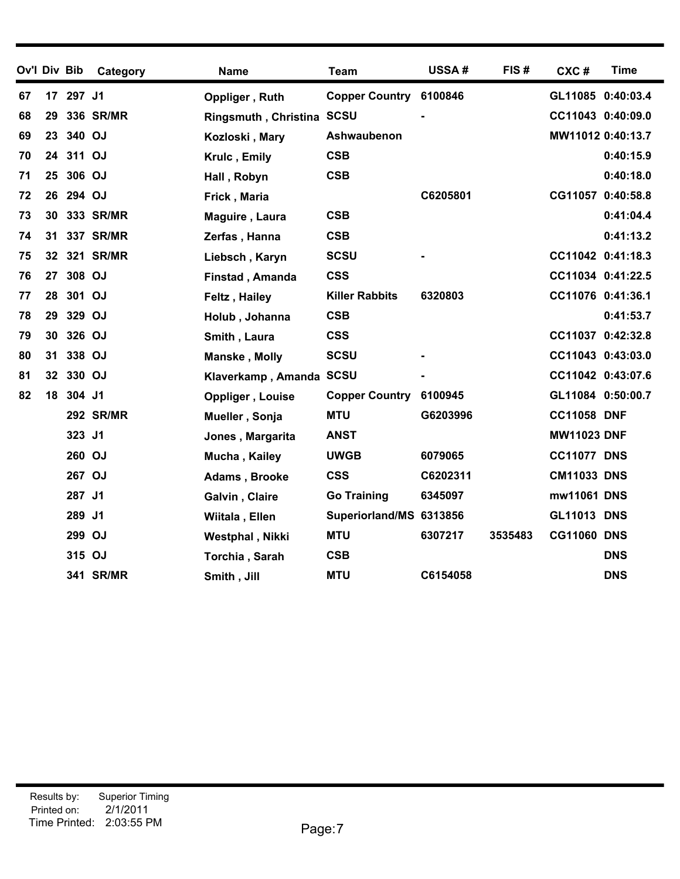| Ov'l | Div | Bib | Category | Name | Team | USSA # | FIS # | CXC # | Time |
|---|---|---|---|---|---|---|---|---|---|
| 67 | 17 | 297 | J1 | Oppliger , Ruth | Copper Country | 6100846 | | GL11085 | 0:40:03.4 |
| 68 | 29 | 336 | SR/MR | Ringsmuth , Christina | SCSU | - | | CC11043 | 0:40:09.0 |
| 69 | 23 | 340 | OJ | Kozloski , Mary | Ashwaubenon | | | MW11012 | 0:40:13.7 |
| 70 | 24 | 311 | OJ | Krulc , Emily | CSB | | | | 0:40:15.9 |
| 71 | 25 | 306 | OJ | Hall , Robyn | CSB | | | | 0:40:18.0 |
| 72 | 26 | 294 | OJ | Frick , Maria | | C6205801 | | CG11057 | 0:40:58.8 |
| 73 | 30 | 333 | SR/MR | Maguire , Laura | CSB | | | | 0:41:04.4 |
| 74 | 31 | 337 | SR/MR | Zerfas , Hanna | CSB | | | | 0:41:13.2 |
| 75 | 32 | 321 | SR/MR | Liebsch , Karyn | SCSU | - | | CC11042 | 0:41:18.3 |
| 76 | 27 | 308 | OJ | Finstad , Amanda | CSS | | | CC11034 | 0:41:22.5 |
| 77 | 28 | 301 | OJ | Feltz , Hailey | Killer Rabbits | 6320803 | | CC11076 | 0:41:36.1 |
| 78 | 29 | 329 | OJ | Holub , Johanna | CSB | | | | 0:41:53.7 |
| 79 | 30 | 326 | OJ | Smith , Laura | CSS | | | CC11037 | 0:42:32.8 |
| 80 | 31 | 338 | OJ | Manske , Molly | SCSU | - | | CC11043 | 0:43:03.0 |
| 81 | 32 | 330 | OJ | Klaverkamp , Amanda | SCSU | - | | CC11042 | 0:43:07.6 |
| 82 | 18 | 304 | J1 | Oppliger , Louise | Copper Country | 6100945 | | GL11084 | 0:50:00.7 |
| | | 292 | SR/MR | Mueller , Sonja | MTU | G6203996 | | CC11058 | DNF |
| | | 323 | J1 | Jones , Margarita | ANST | | | MW11023 | DNF |
| | | 260 | OJ | Mucha , Kailey | UWGB | 6079065 | | CC11077 | DNS |
| | | 267 | OJ | Adams , Brooke | CSS | C6202311 | | CM11033 | DNS |
| | | 287 | J1 | Galvin , Claire | Go Training | 6345097 | | mw11061 | DNS |
| | | 289 | J1 | Wiitala , Ellen | Superiorland/MS | 6313856 | | GL11013 | DNS |
| | | 299 | OJ | Westphal , Nikki | MTU | 6307217 | 3535483 | CG11060 | DNS |
| | | 315 | OJ | Torchia , Sarah | CSB | | | | DNS |
| | | 341 | SR/MR | Smith , Jill | MTU | C6154058 | | | DNS |

Results by: Superior Timing
Printed on: 2/1/2011
Time Printed: 2:03:55 PM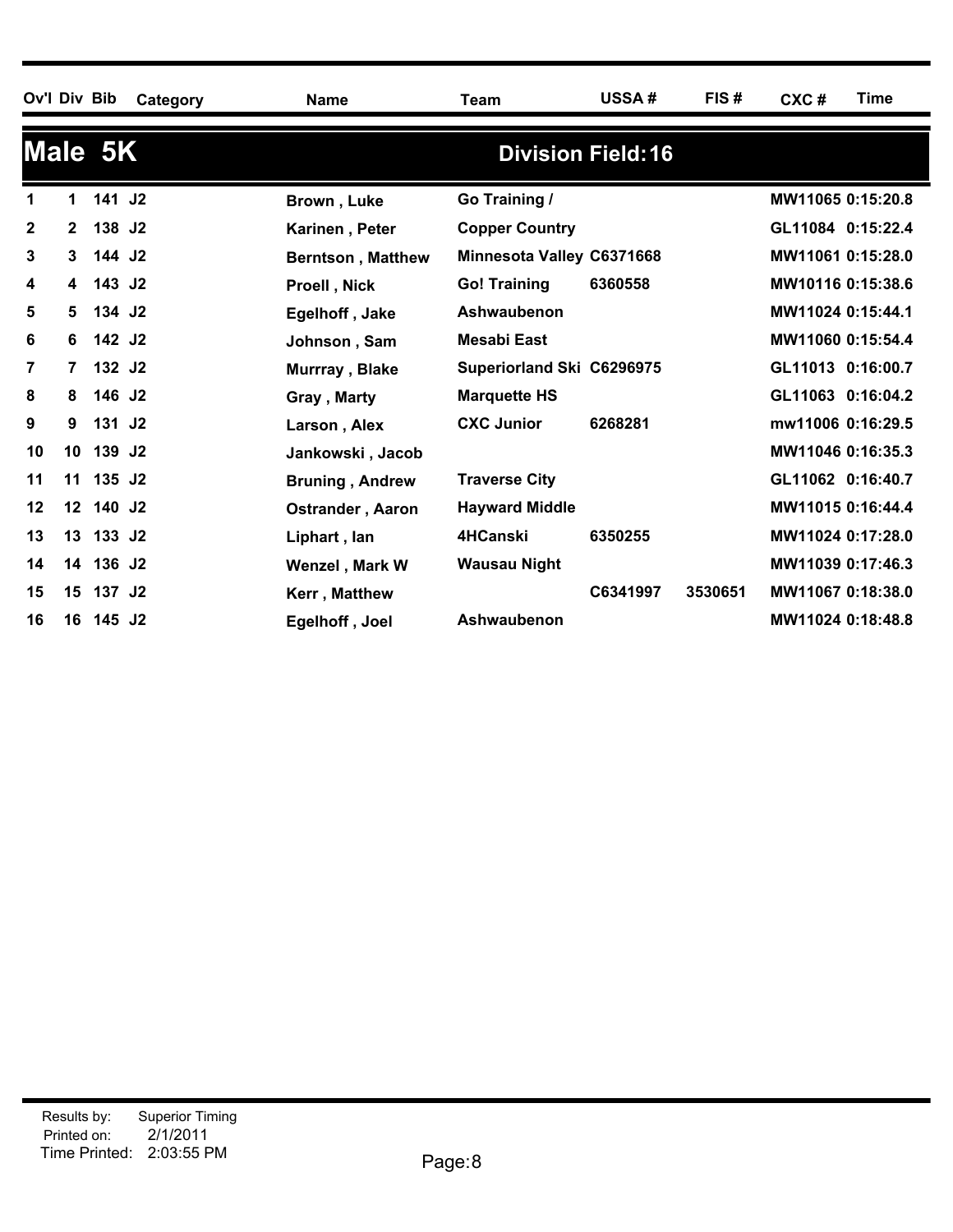## Male 5K

**Division Field: 16**

| Ov'l | Div | Bib | Category | Name | Team | USSA # | FIS # | CXC # | Time |
|---|---|---|---|---|---|---|---|---|---|
| 1 | 1 | 141 | J2 | Brown , Luke | Go Training / | | | MW11065 | 0:15:20.8 |
| 2 | 2 | 138 | J2 | Karinen , Peter | Copper Country | | | GL11084 | 0:15:22.4 |
| 3 | 3 | 144 | J2 | Berntson , Matthew | Minnesota Valley | C6371668 | | MW11061 | 0:15:28.0 |
| 4 | 4 | 143 | J2 | Proell , Nick | Go! Training | 6360558 | | MW10116 | 0:15:38.6 |
| 5 | 5 | 134 | J2 | Egelhoff , Jake | Ashwaubenon | | | MW11024 | 0:15:44.1 |
| 6 | 6 | 142 | J2 | Johnson , Sam | Mesabi East | | | MW11060 | 0:15:54.4 |
| 7 | 7 | 132 | J2 | Murrray , Blake | Superiorland Ski | C6296975 | | GL11013 | 0:16:00.7 |
| 8 | 8 | 146 | J2 | Gray , Marty | Marquette HS | | | GL11063 | 0:16:04.2 |
| 9 | 9 | 131 | J2 | Larson , Alex | CXC Junior | 6268281 | | mw11006 | 0:16:29.5 |
| 10 | 10 | 139 | J2 | Jankowski , Jacob | | | | MW11046 | 0:16:35.3 |
| 11 | 11 | 135 | J2 | Bruning , Andrew | Traverse City | | | GL11062 | 0:16:40.7 |
| 12 | 12 | 140 | J2 | Ostrander , Aaron | Hayward Middle | | | MW11015 | 0:16:44.4 |
| 13 | 13 | 133 | J2 | Liphart , Ian | 4HCanski | 6350255 | | MW11024 | 0:17:28.0 |
| 14 | 14 | 136 | J2 | Wenzel , Mark W | Wausau Night | | | MW11039 | 0:17:46.3 |
| 15 | 15 | 137 | J2 | Kerr , Matthew | | C6341997 | 3530651 | MW11067 | 0:18:38.0 |
| 16 | 16 | 145 | J2 | Egelhoff , Joel | Ashwaubenon | | | MW11024 | 0:18:48.8 |

Results by: Superior Timing
Printed on: 2/1/2011
Time Printed: 2:03:55 PM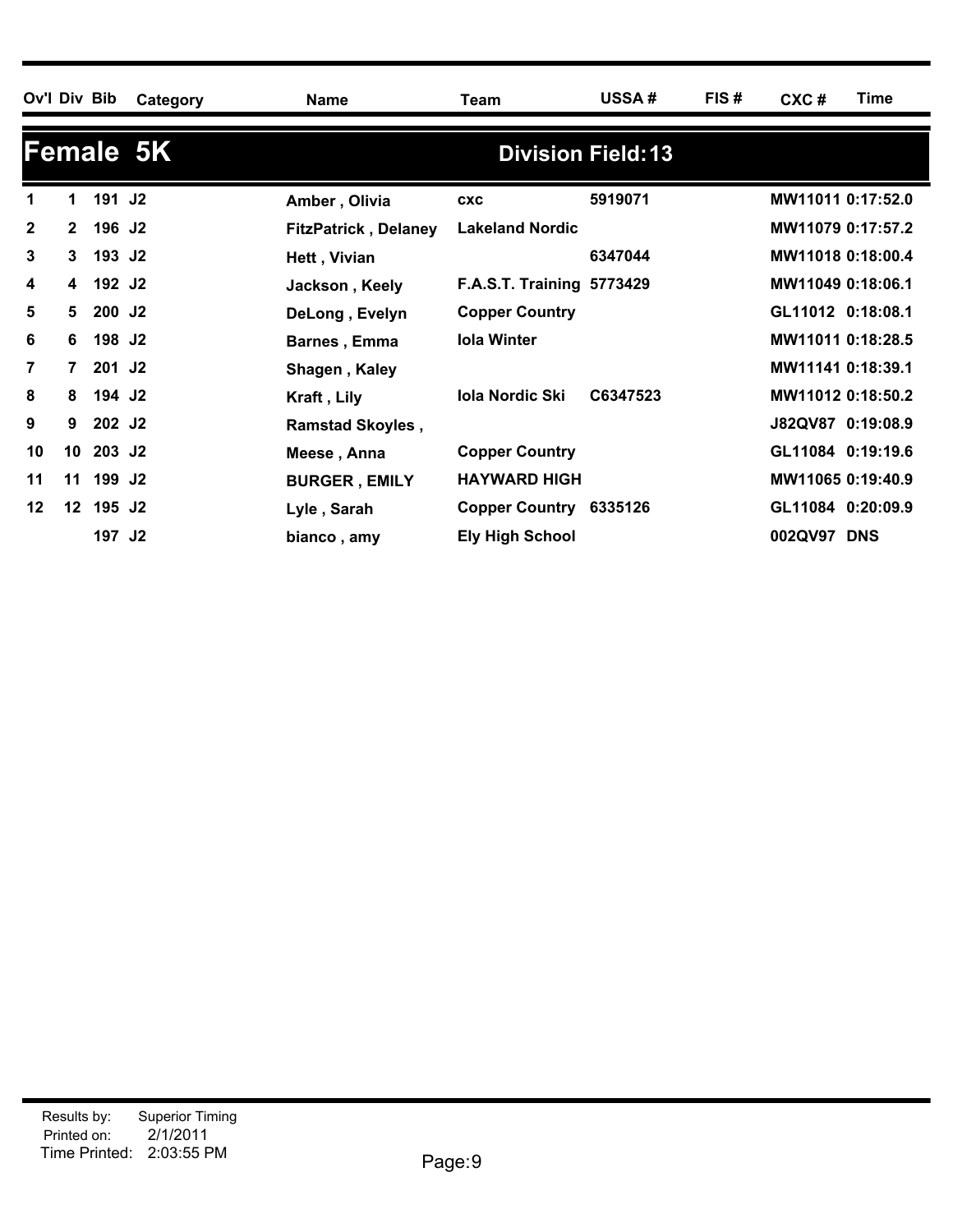| Ov'l | Div | Bib | Category | Name | Team | USSA # | FIS # | CXC # | Time |
|---|---|---|---|---|---|---|---|---|---|

## Female 5K

**Division Field: 13**

| Ov'l | Div | Bib | Category | Name | Team | USSA # | FIS # | CXC # | Time |
|---|---|---|---|---|---|---|---|---|---|
| 1 | 1 | 191 | J2 | Amber , Olivia | cxc | 5919071 | | MW11011 | 0:17:52.0 |
| 2 | 2 | 196 | J2 | FitzPatrick , Delaney | Lakeland Nordic | | | MW11079 | 0:17:57.2 |
| 3 | 3 | 193 | J2 | Hett , Vivian | | 6347044 | | MW11018 | 0:18:00.4 |
| 4 | 4 | 192 | J2 | Jackson , Keely | F.A.S.T. Training | 5773429 | | MW11049 | 0:18:06.1 |
| 5 | 5 | 200 | J2 | DeLong , Evelyn | Copper Country | | | GL11012 | 0:18:08.1 |
| 6 | 6 | 198 | J2 | Barnes , Emma | Iola Winter | | | MW11011 | 0:18:28.5 |
| 7 | 7 | 201 | J2 | Shagen , Kaley | | | | MW11141 | 0:18:39.1 |
| 8 | 8 | 194 | J2 | Kraft , Lily | Iola Nordic Ski | C6347523 | | MW11012 | 0:18:50.2 |
| 9 | 9 | 202 | J2 | Ramstad Skoyles , | | | | J82QV87 | 0:19:08.9 |
| 10 | 10 | 203 | J2 | Meese , Anna | Copper Country | | | GL11084 | 0:19:19.6 |
| 11 | 11 | 199 | J2 | BURGER , EMILY | HAYWARD HIGH | | | MW11065 | 0:19:40.9 |
| 12 | 12 | 195 | J2 | Lyle , Sarah | Copper Country | 6335126 | | GL11084 | 0:20:09.9 |
| | | 197 | J2 | bianco , amy | Ely High School | | | 002QV97 | DNS |

Results by: Superior Timing
Printed on: 2/1/2011
Time Printed: 2:03:55 PM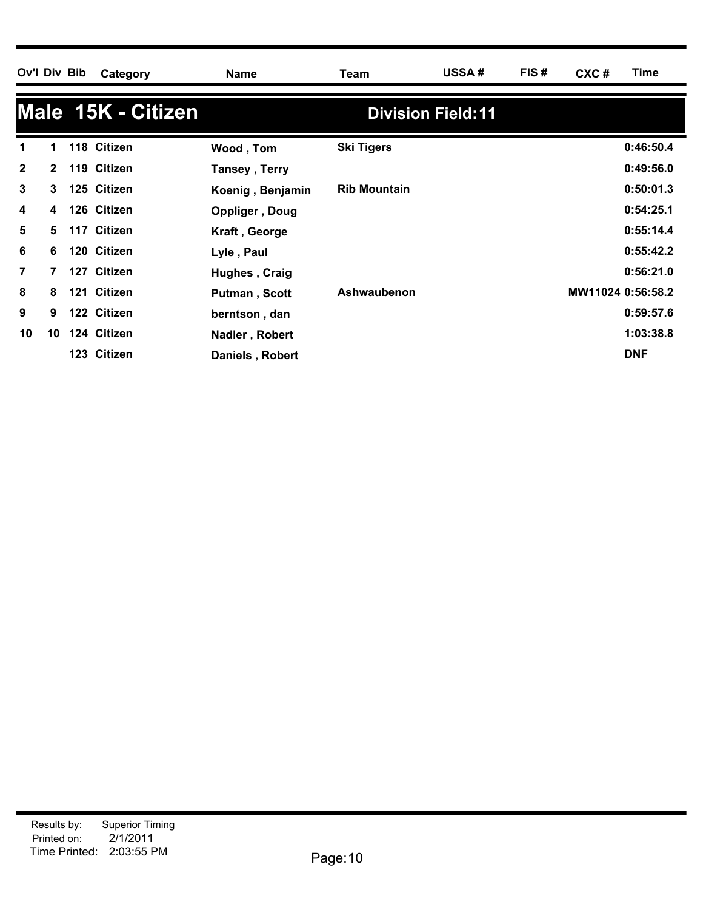| Ov'l | Div | Bib | Category | Name | Team | USSA # | FIS # | CXC # | Time |
|---|---|---|---|---|---|---|---|---|---|

## Male 15K - Citizen

**Division Field: 11**

| Ov'l | Div | Bib | Category | Name | Team | USSA # | FIS # | CXC # | Time |
|---|---|---|---|---|---|---|---|---|---|
| 1 | 1 | 118 | Citizen | Wood , Tom | Ski Tigers | | | | 0:46:50.4 |
| 2 | 2 | 119 | Citizen | Tansey , Terry | | | | | 0:49:56.0 |
| 3 | 3 | 125 | Citizen | Koenig , Benjamin | Rib Mountain | | | | 0:50:01.3 |
| 4 | 4 | 126 | Citizen | Oppliger , Doug | | | | | 0:54:25.1 |
| 5 | 5 | 117 | Citizen | Kraft , George | | | | | 0:55:14.4 |
| 6 | 6 | 120 | Citizen | Lyle , Paul | | | | | 0:55:42.2 |
| 7 | 7 | 127 | Citizen | Hughes , Craig | | | | | 0:56:21.0 |
| 8 | 8 | 121 | Citizen | Putman , Scott | Ashwaubenon | | | MW11024 | 0:56:58.2 |
| 9 | 9 | 122 | Citizen | berntson , dan | | | | | 0:59:57.6 |
| 10 | 10 | 124 | Citizen | Nadler , Robert | | | | | 1:03:38.8 |
| | | 123 | Citizen | Daniels , Robert | | | | | DNF |

Results by: Superior Timing
Printed on: 2/1/2011
Time Printed: 2:03:55 PM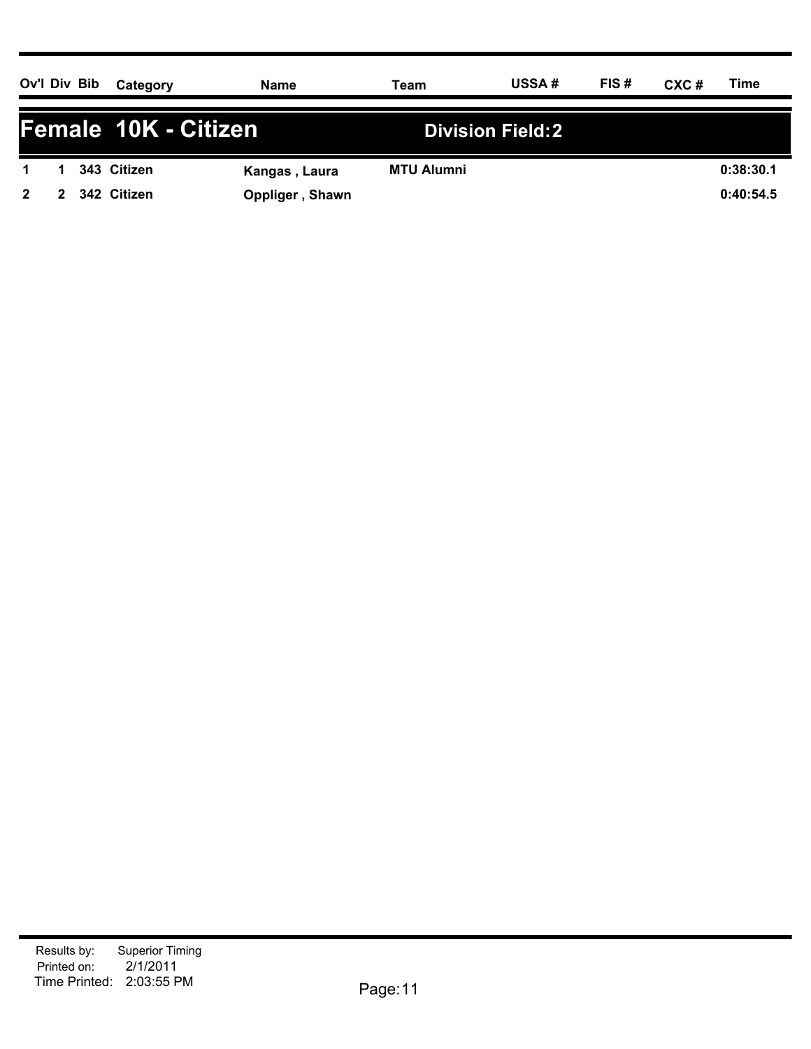## Female 10K - Citizen

**Division Field: 2**

| Ov'l | Div | Bib | Category | Name | Team | USSA # | FIS # | CXC # | Time |
|---|---|---|---|---|---|---|---|---|---|
| 1 | 1 | 343 | Citizen | Kangas , Laura | MTU Alumni | | | | 0:38:30.1 |
| 2 | 2 | 342 | Citizen | Oppliger , Shawn | | | | | 0:40:54.5 |

Results by: Superior Timing
Printed on: 2/1/2011
Time Printed: 2:03:55 PM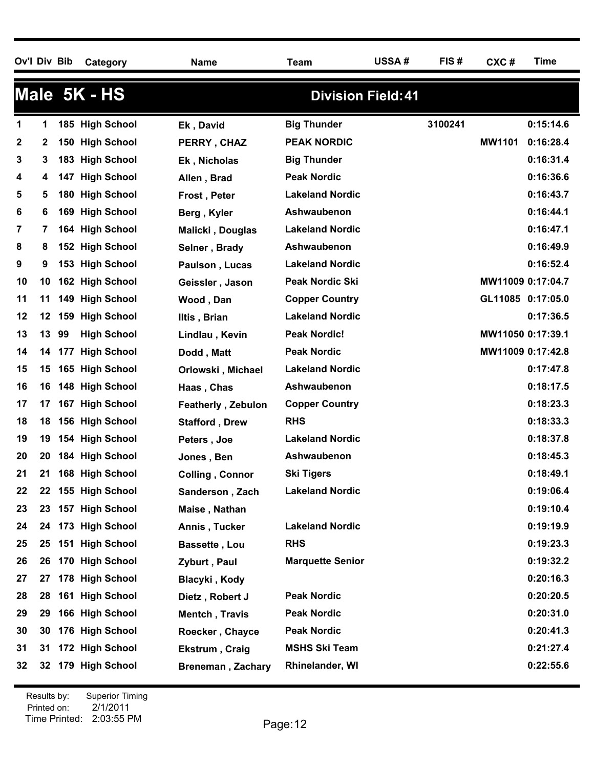| Ov'l | Div | Bib | Category | Name | Team | USSA # | FIS # | CXC # | Time |
|---|---|---|---|---|---|---|---|---|---|
| **Male 5K - HS** | | | | | **Division Field:41** | | | | |
| 1 | 1 | 185 | High School | Ek , David | Big Thunder | | 3100241 | | 0:15:14.6 |
| 2 | 2 | 150 | High School | PERRY , CHAZ | PEAK NORDIC | | | MW1101 | 0:16:28.4 |
| 3 | 3 | 183 | High School | Ek , Nicholas | Big Thunder | | | | 0:16:31.4 |
| 4 | 4 | 147 | High School | Allen , Brad | Peak Nordic | | | | 0:16:36.6 |
| 5 | 5 | 180 | High School | Frost , Peter | Lakeland Nordic | | | | 0:16:43.7 |
| 6 | 6 | 169 | High School | Berg , Kyler | Ashwaubenon | | | | 0:16:44.1 |
| 7 | 7 | 164 | High School | Malicki , Douglas | Lakeland Nordic | | | | 0:16:47.1 |
| 8 | 8 | 152 | High School | Selner , Brady | Ashwaubenon | | | | 0:16:49.9 |
| 9 | 9 | 153 | High School | Paulson , Lucas | Lakeland Nordic | | | | 0:16:52.4 |
| 10 | 10 | 162 | High School | Geissler , Jason | Peak Nordic Ski | | | MW11009 | 0:17:04.7 |
| 11 | 11 | 149 | High School | Wood , Dan | Copper Country | | | GL11085 | 0:17:05.0 |
| 12 | 12 | 159 | High School | Iltis , Brian | Lakeland Nordic | | | | 0:17:36.5 |
| 13 | 13 | 99 | High School | Lindlau , Kevin | Peak Nordic! | | | MW11050 | 0:17:39.1 |
| 14 | 14 | 177 | High School | Dodd , Matt | Peak Nordic | | | MW11009 | 0:17:42.8 |
| 15 | 15 | 165 | High School | Orlowski , Michael | Lakeland Nordic | | | | 0:17:47.8 |
| 16 | 16 | 148 | High School | Haas , Chas | Ashwaubenon | | | | 0:18:17.5 |
| 17 | 17 | 167 | High School | Featherly , Zebulon | Copper Country | | | | 0:18:23.3 |
| 18 | 18 | 156 | High School | Stafford , Drew | RHS | | | | 0:18:33.3 |
| 19 | 19 | 154 | High School | Peters , Joe | Lakeland Nordic | | | | 0:18:37.8 |
| 20 | 20 | 184 | High School | Jones , Ben | Ashwaubenon | | | | 0:18:45.3 |
| 21 | 21 | 168 | High School | Colling , Connor | Ski Tigers | | | | 0:18:49.1 |
| 22 | 22 | 155 | High School | Sanderson , Zach | Lakeland Nordic | | | | 0:19:06.4 |
| 23 | 23 | 157 | High School | Maise , Nathan | | | | | 0:19:10.4 |
| 24 | 24 | 173 | High School | Annis , Tucker | Lakeland Nordic | | | | 0:19:19.9 |
| 25 | 25 | 151 | High School | Bassette , Lou | RHS | | | | 0:19:23.3 |
| 26 | 26 | 170 | High School | Zyburt , Paul | Marquette Senior | | | | 0:19:32.2 |
| 27 | 27 | 178 | High School | Blacyki , Kody | | | | | 0:20:16.3 |
| 28 | 28 | 161 | High School | Dietz , Robert J | Peak Nordic | | | | 0:20:20.5 |
| 29 | 29 | 166 | High School | Mentch , Travis | Peak Nordic | | | | 0:20:31.0 |
| 30 | 30 | 176 | High School | Roecker , Chayce | Peak Nordic | | | | 0:20:41.3 |
| 31 | 31 | 172 | High School | Ekstrum , Craig | MSHS Ski Team | | | | 0:21:27.4 |
| 32 | 32 | 179 | High School | Breneman , Zachary | Rhinelander, WI | | | | 0:22:55.6 |

Results by: Superior Timing
Printed on: 2/1/2011
Time Printed: 2:03:55 PM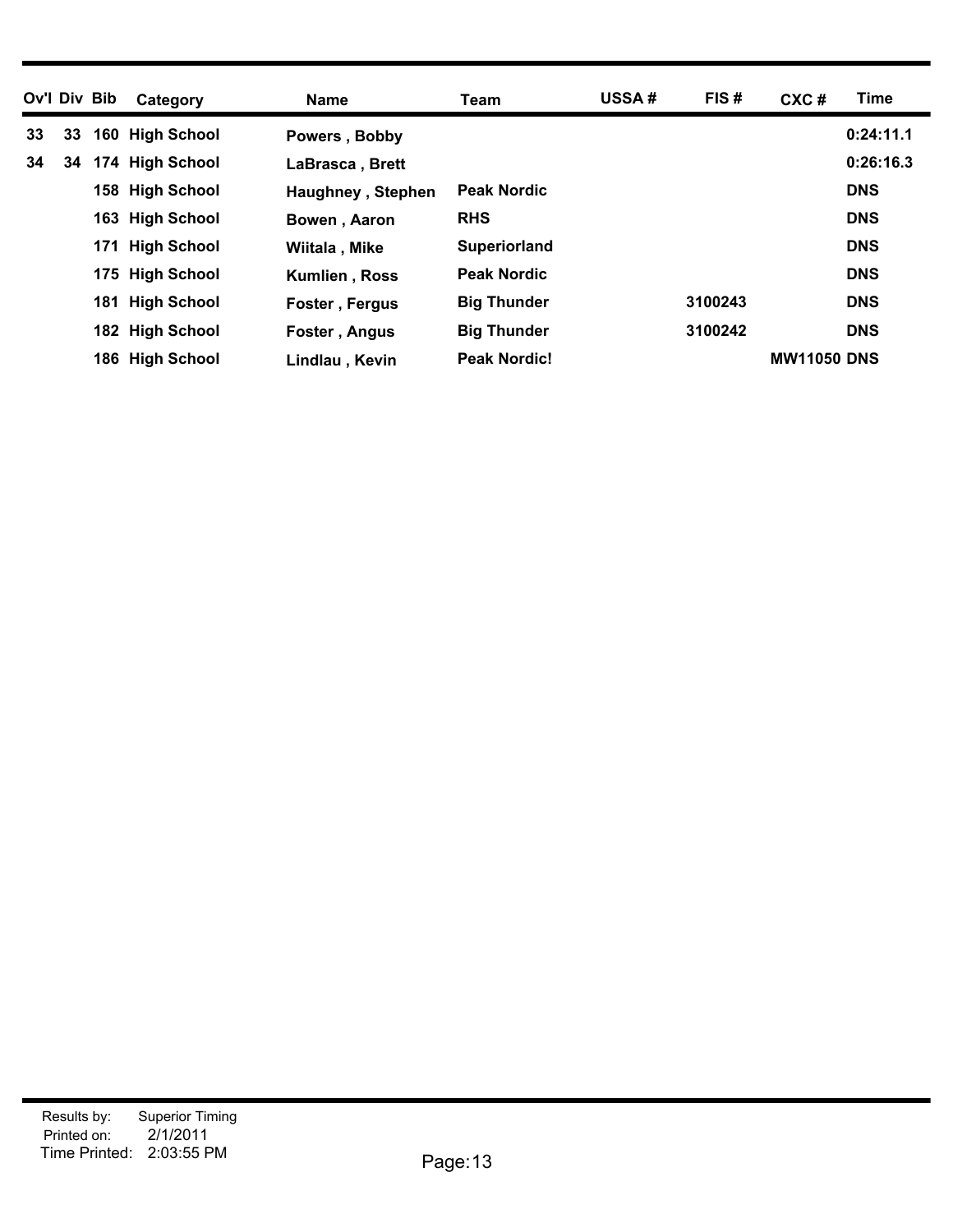| Ov'l | Div | Bib | Category | Name | Team | USSA # | FIS # | CXC # | Time |
|---|---|---|---|---|---|---|---|---|---|
| 33 | 33 | 160 | High School | Powers , Bobby | | | | | 0:24:11.1 |
| 34 | 34 | 174 | High School | LaBrasca , Brett | | | | | 0:26:16.3 |
| | | 158 | High School | Haughney , Stephen | Peak Nordic | | | | DNS |
| | | 163 | High School | Bowen , Aaron | RHS | | | | DNS |
| | | 171 | High School | Wiitala , Mike | Superiorland | | | | DNS |
| | | 175 | High School | Kumlien , Ross | Peak Nordic | | | | DNS |
| | | 181 | High School | Foster , Fergus | Big Thunder | | 3100243 | | DNS |
| | | 182 | High School | Foster , Angus | Big Thunder | | 3100242 | | DNS |
| | | 186 | High School | Lindlau , Kevin | Peak Nordic! | | | MW11050 | DNS |

Results by: Superior Timing
Printed on: 2/1/2011
Time Printed: 2:03:55 PM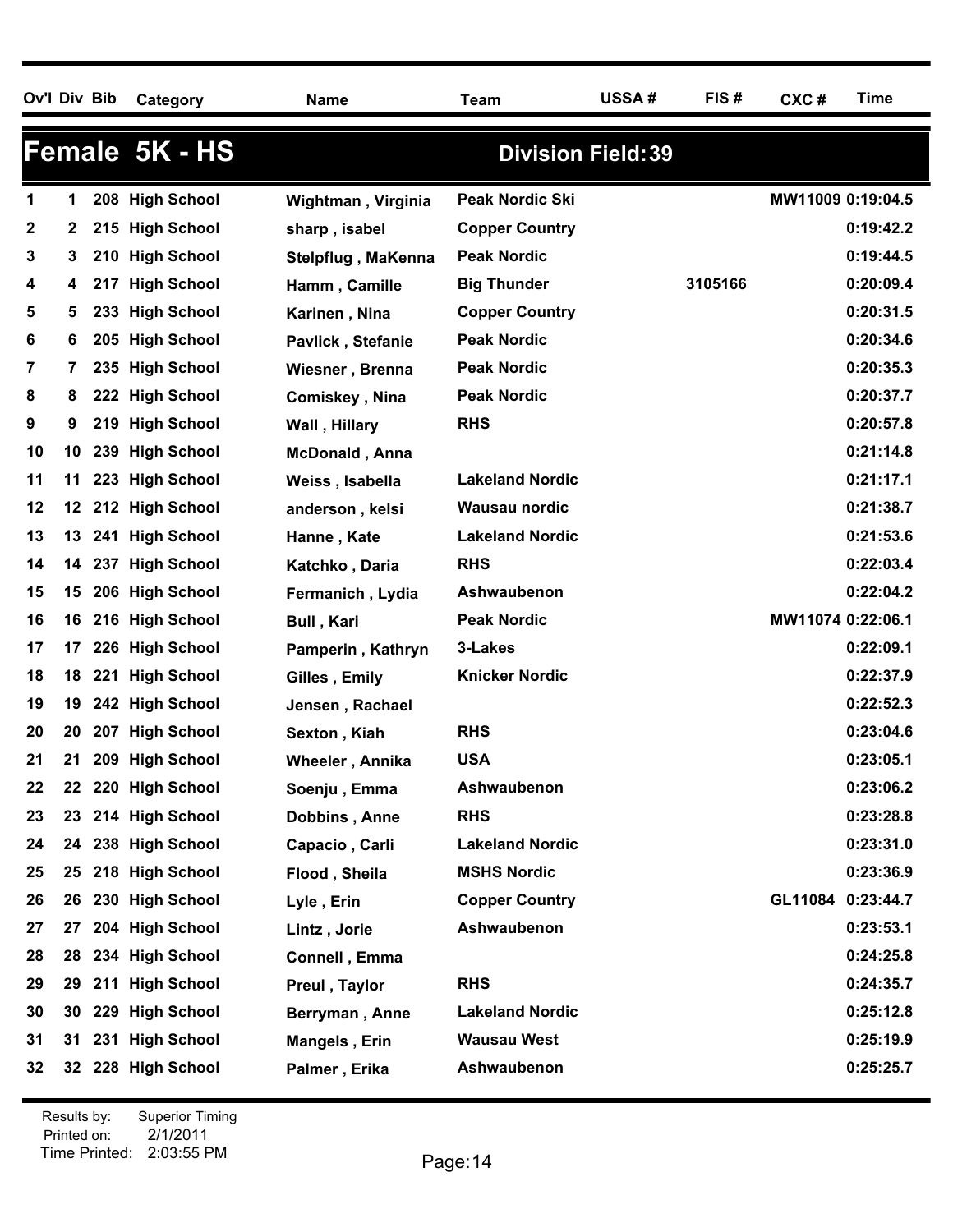| Ov'l | Div | Bib | Category | Name | Team | USSA # | FIS # | CXC # | Time |
|---|---|---|---|---|---|---|---|---|---|

## Female 5K - HS

**Division Field: 39**

| Ov'l | Div | Bib | Category | Name | Team | USSA # | FIS # | CXC # | Time |
|---|---|---|---|---|---|---|---|---|---|
| 1 | 1 | 208 | High School | Wightman , Virginia | Peak Nordic Ski | | | MW11009 | 0:19:04.5 |
| 2 | 2 | 215 | High School | sharp , isabel | Copper Country | | | | 0:19:42.2 |
| 3 | 3 | 210 | High School | Stelpflug , MaKenna | Peak Nordic | | | | 0:19:44.5 |
| 4 | 4 | 217 | High School | Hamm , Camille | Big Thunder | | 3105166 | | 0:20:09.4 |
| 5 | 5 | 233 | High School | Karinen , Nina | Copper Country | | | | 0:20:31.5 |
| 6 | 6 | 205 | High School | Pavlick , Stefanie | Peak Nordic | | | | 0:20:34.6 |
| 7 | 7 | 235 | High School | Wiesner , Brenna | Peak Nordic | | | | 0:20:35.3 |
| 8 | 8 | 222 | High School | Comiskey , Nina | Peak Nordic | | | | 0:20:37.7 |
| 9 | 9 | 219 | High School | Wall , Hillary | RHS | | | | 0:20:57.8 |
| 10 | 10 | 239 | High School | McDonald , Anna | | | | | 0:21:14.8 |
| 11 | 11 | 223 | High School | Weiss , Isabella | Lakeland Nordic | | | | 0:21:17.1 |
| 12 | 12 | 212 | High School | anderson , kelsi | Wausau nordic | | | | 0:21:38.7 |
| 13 | 13 | 241 | High School | Hanne , Kate | Lakeland Nordic | | | | 0:21:53.6 |
| 14 | 14 | 237 | High School | Katchko , Daria | RHS | | | | 0:22:03.4 |
| 15 | 15 | 206 | High School | Fermanich , Lydia | Ashwaubenon | | | | 0:22:04.2 |
| 16 | 16 | 216 | High School | Bull , Kari | Peak Nordic | | | MW11074 | 0:22:06.1 |
| 17 | 17 | 226 | High School | Pamperin , Kathryn | 3-Lakes | | | | 0:22:09.1 |
| 18 | 18 | 221 | High School | Gilles , Emily | Knicker Nordic | | | | 0:22:37.9 |
| 19 | 19 | 242 | High School | Jensen , Rachael | | | | | 0:22:52.3 |
| 20 | 20 | 207 | High School | Sexton , Kiah | RHS | | | | 0:23:04.6 |
| 21 | 21 | 209 | High School | Wheeler , Annika | USA | | | | 0:23:05.1 |
| 22 | 22 | 220 | High School | Soenju , Emma | Ashwaubenon | | | | 0:23:06.2 |
| 23 | 23 | 214 | High School | Dobbins , Anne | RHS | | | | 0:23:28.8 |
| 24 | 24 | 238 | High School | Capacio , Carli | Lakeland Nordic | | | | 0:23:31.0 |
| 25 | 25 | 218 | High School | Flood , Sheila | MSHS Nordic | | | | 0:23:36.9 |
| 26 | 26 | 230 | High School | Lyle , Erin | Copper Country | | | GL11084 | 0:23:44.7 |
| 27 | 27 | 204 | High School | Lintz , Jorie | Ashwaubenon | | | | 0:23:53.1 |
| 28 | 28 | 234 | High School | Connell , Emma | | | | | 0:24:25.8 |
| 29 | 29 | 211 | High School | Preul , Taylor | RHS | | | | 0:24:35.7 |
| 30 | 30 | 229 | High School | Berryman , Anne | Lakeland Nordic | | | | 0:25:12.8 |
| 31 | 31 | 231 | High School | Mangels , Erin | Wausau West | | | | 0:25:19.9 |
| 32 | 32 | 228 | High School | Palmer , Erika | Ashwaubenon | | | | 0:25:25.7 |

Results by: Superior Timing
Printed on: 2/1/2011
Time Printed: 2:03:55 PM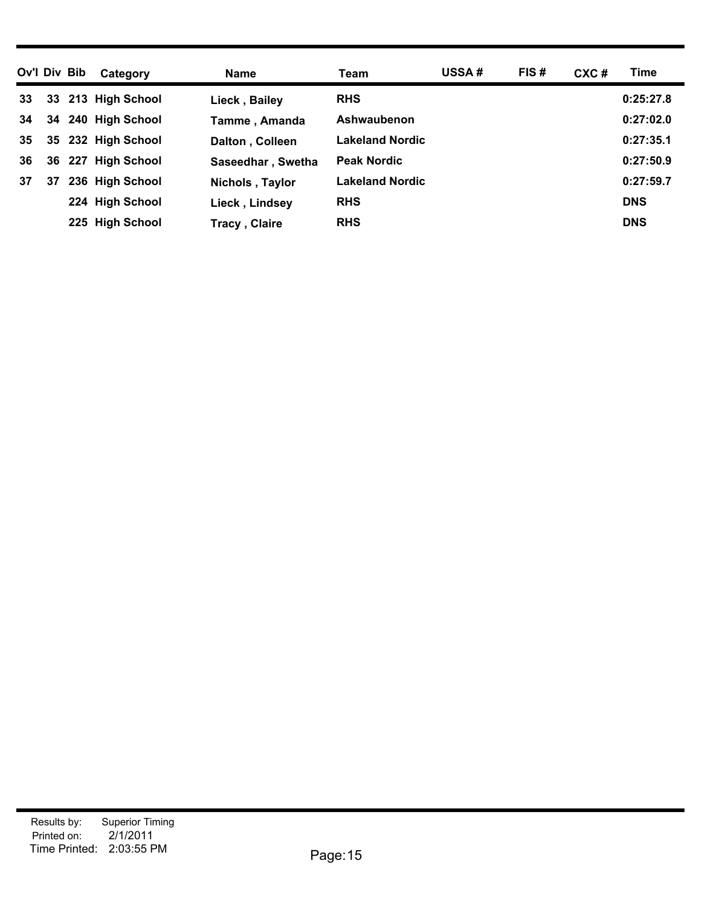| Ov'l | Div | Bib | Category | Name | Team | USSA # | FIS # | CXC # | Time |
|---|---|---|---|---|---|---|---|---|---|
| 33 | 33 | 213 | High School | Lieck , Bailey | RHS | | | | 0:25:27.8 |
| 34 | 34 | 240 | High School | Tamme , Amanda | Ashwaubenon | | | | 0:27:02.0 |
| 35 | 35 | 232 | High School | Dalton , Colleen | Lakeland Nordic | | | | 0:27:35.1 |
| 36 | 36 | 227 | High School | Saseedhar , Swetha | Peak Nordic | | | | 0:27:50.9 |
| 37 | 37 | 236 | High School | Nichols , Taylor | Lakeland Nordic | | | | 0:27:59.7 |
| | | 224 | High School | Lieck , Lindsey | RHS | | | | DNS |
| | | 225 | High School | Tracy , Claire | RHS | | | | DNS |

Results by: Superior Timing
Printed on: 2/1/2011
Time Printed: 2:03:55 PM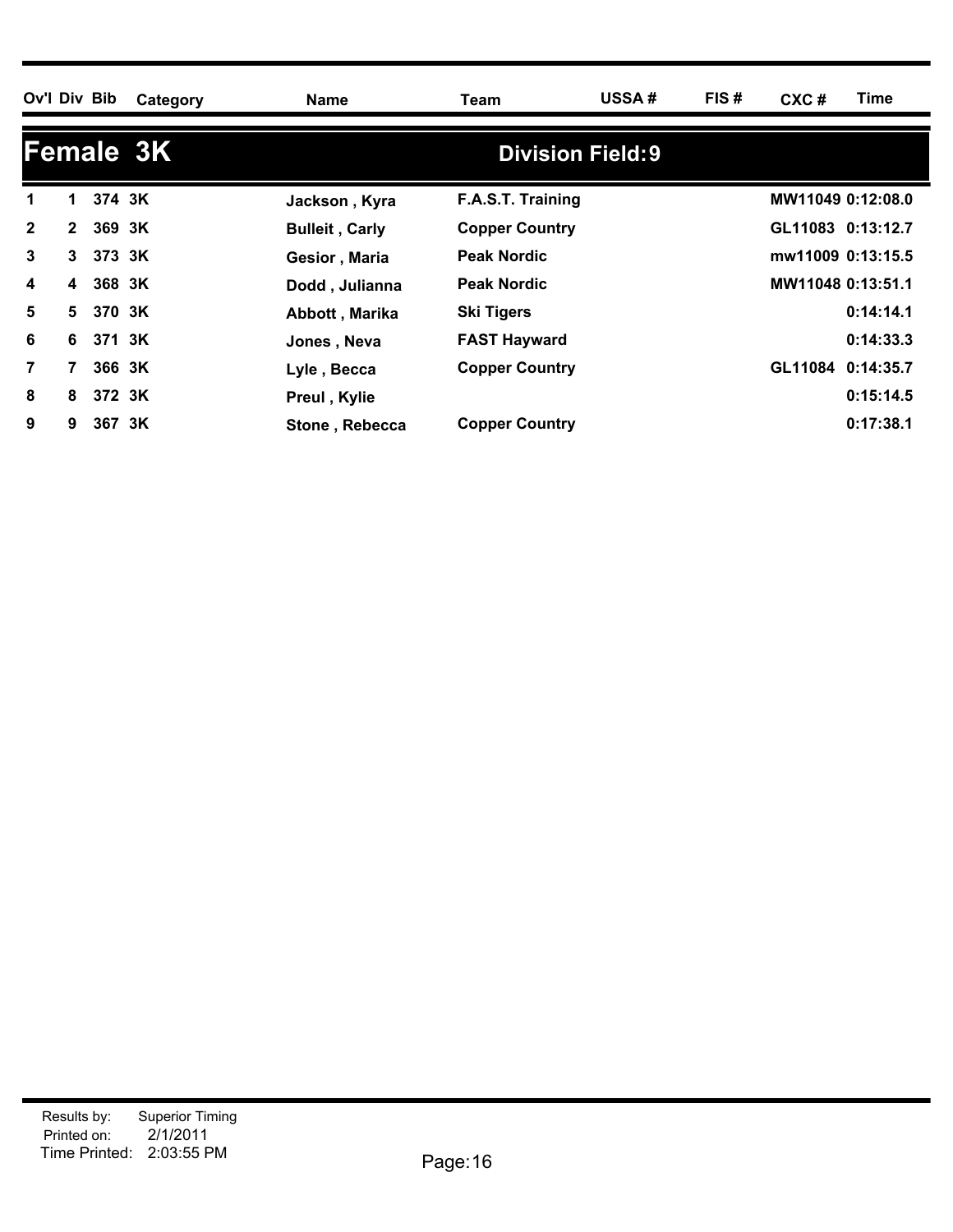| Ov'l | Div | Bib | Category | Name | Team | USSA # | FIS # | CXC # | Time |
|---|---|---|---|---|---|---|---|---|---|

## Female 3K

**Division Field: 9**

| Ov'l | Div | Bib | Category | Name | Team | USSA # | FIS # | CXC # | Time |
|---|---|---|---|---|---|---|---|---|---|
| 1 | 1 | 374 | 3K | Jackson , Kyra | F.A.S.T. Training | | | MW11049 | 0:12:08.0 |
| 2 | 2 | 369 | 3K | Bulleit , Carly | Copper Country | | | GL11083 | 0:13:12.7 |
| 3 | 3 | 373 | 3K | Gesior , Maria | Peak Nordic | | | mw11009 | 0:13:15.5 |
| 4 | 4 | 368 | 3K | Dodd , Julianna | Peak Nordic | | | MW11048 | 0:13:51.1 |
| 5 | 5 | 370 | 3K | Abbott , Marika | Ski Tigers | | | | 0:14:14.1 |
| 6 | 6 | 371 | 3K | Jones , Neva | FAST Hayward | | | | 0:14:33.3 |
| 7 | 7 | 366 | 3K | Lyle , Becca | Copper Country | | | GL11084 | 0:14:35.7 |
| 8 | 8 | 372 | 3K | Preul , Kylie | | | | | 0:15:14.5 |
| 9 | 9 | 367 | 3K | Stone , Rebecca | Copper Country | | | | 0:17:38.1 |

Results by: Superior Timing
Printed on: 2/1/2011
Time Printed: 2:03:55 PM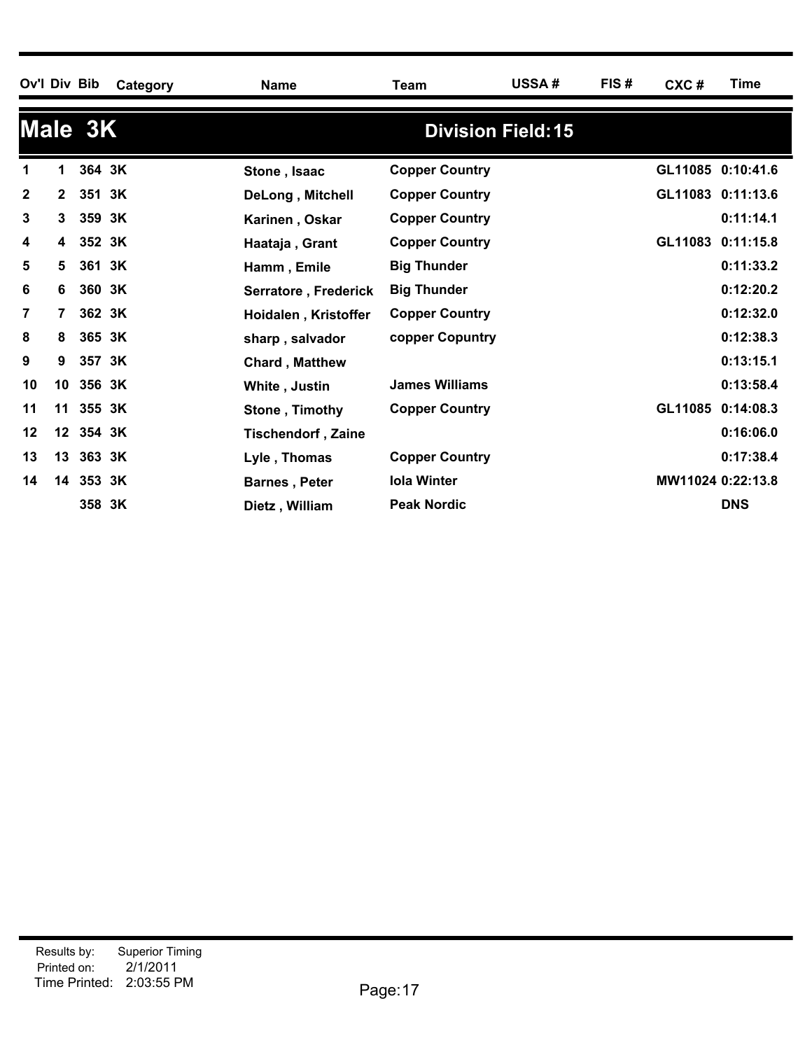| Ov'l | Div | Bib | Category | Name | Team | USSA # | FIS # | CXC # | Time |
|---|---|---|---|---|---|---|---|---|---|
| **Male 3K** | | | | | **Division Field: 15** | | | | |
| 1 | 1 | 364 | 3K | Stone , Isaac | Copper Country | | | GL11085 | 0:10:41.6 |
| 2 | 2 | 351 | 3K | DeLong , Mitchell | Copper Country | | | GL11083 | 0:11:13.6 |
| 3 | 3 | 359 | 3K | Karinen , Oskar | Copper Country | | | | 0:11:14.1 |
| 4 | 4 | 352 | 3K | Haataja , Grant | Copper Country | | | GL11083 | 0:11:15.8 |
| 5 | 5 | 361 | 3K | Hamm , Emile | Big Thunder | | | | 0:11:33.2 |
| 6 | 6 | 360 | 3K | Serratore , Frederick | Big Thunder | | | | 0:12:20.2 |
| 7 | 7 | 362 | 3K | Hoidalen , Kristoffer | Copper Country | | | | 0:12:32.0 |
| 8 | 8 | 365 | 3K | sharp , salvador | copper Copuntry | | | | 0:12:38.3 |
| 9 | 9 | 357 | 3K | Chard , Matthew | | | | | 0:13:15.1 |
| 10 | 10 | 356 | 3K | White , Justin | James Williams | | | | 0:13:58.4 |
| 11 | 11 | 355 | 3K | Stone , Timothy | Copper Country | | | GL11085 | 0:14:08.3 |
| 12 | 12 | 354 | 3K | Tischendorf , Zaine | | | | | 0:16:06.0 |
| 13 | 13 | 363 | 3K | Lyle , Thomas | Copper Country | | | | 0:17:38.4 |
| 14 | 14 | 353 | 3K | Barnes , Peter | Iola Winter | | | MW11024 | 0:22:13.8 |
| | | 358 | 3K | Dietz , William | Peak Nordic | | | | DNS |

Results by: Superior Timing
Printed on: 2/1/2011
Time Printed: 2:03:55 PM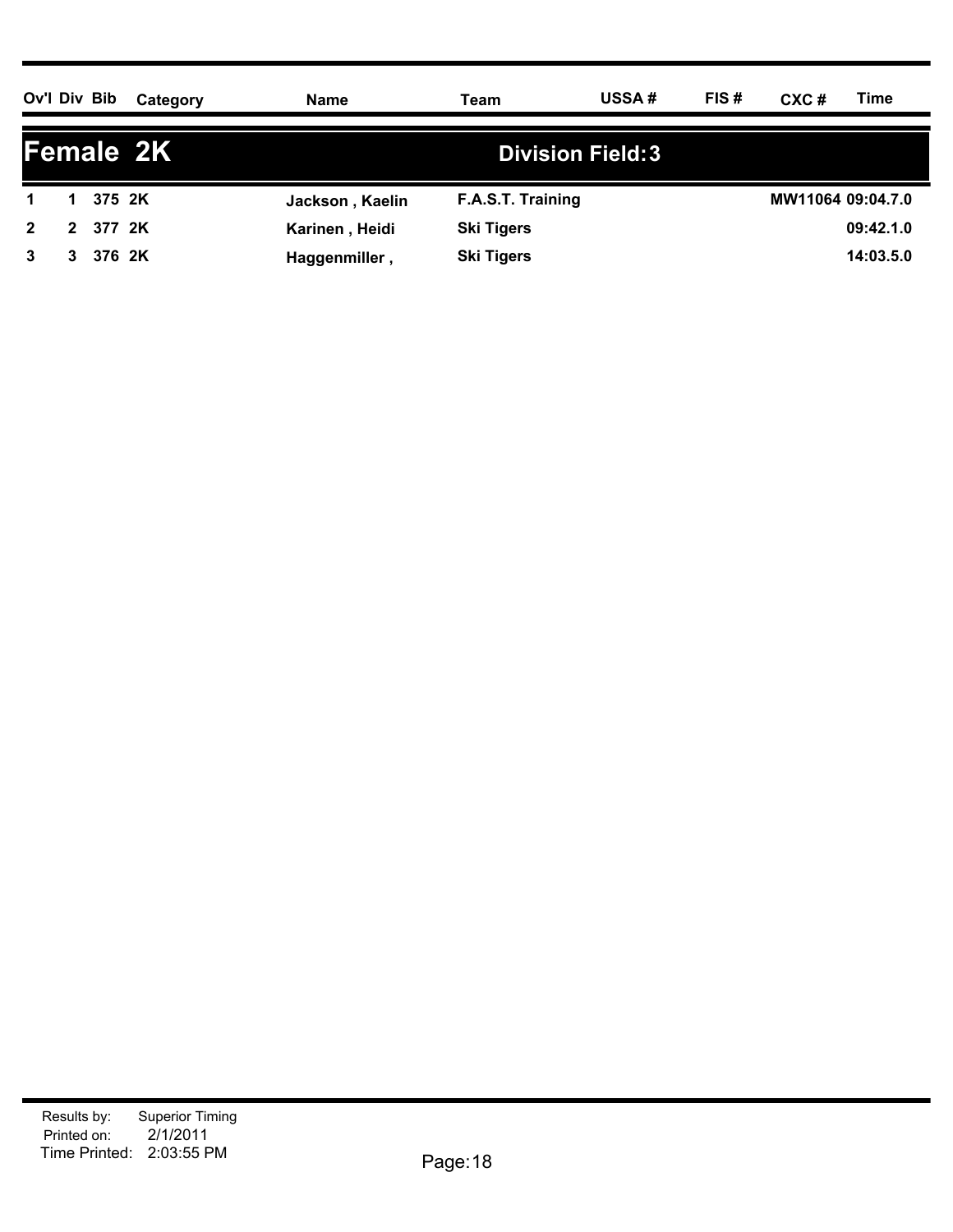| Ov'l | Div | Bib | Category | Name | Team | USSA # | FIS # | CXC # | Time |
|---|---|---|---|---|---|---|---|---|---|
| **Female 2K** | | | | | **Division Field: 3** | | | | |
| 1 | 1 | 375 | 2K | Jackson , Kaelin | F.A.S.T. Training | | | MW11064 | 09:04.7.0 |
| 2 | 2 | 377 | 2K | Karinen , Heidi | Ski Tigers | | | | 09:42.1.0 |
| 3 | 3 | 376 | 2K | Haggenmiller , | Ski Tigers | | | | 14:03.5.0 |

Results by: Superior Timing
Printed on: 2/1/2011
Time Printed: 2:03:55 PM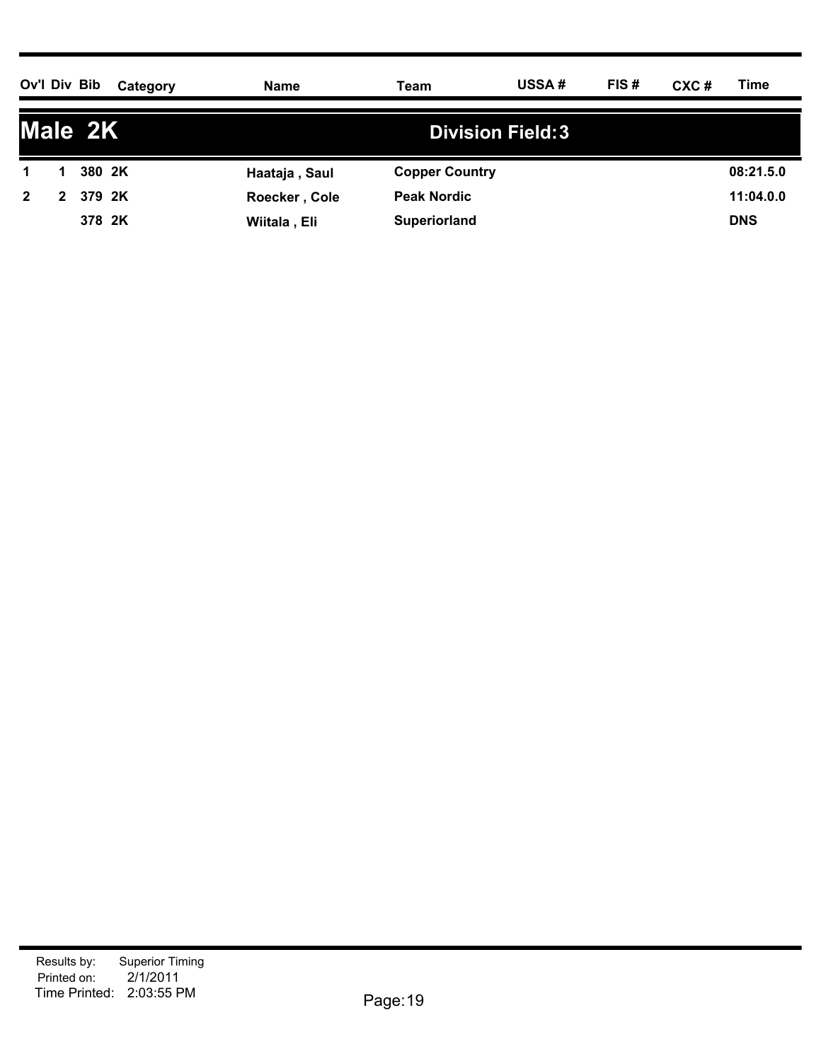| Ov'l | Div | Bib | Category | Name | Team | USSA # | FIS # | CXC # | Time |
|---|---|---|---|---|---|---|---|---|---|
| **Male 2K** | | | | | **Division Field: 3** | | | | |
| 1 | 1 | 380 | 2K | Haataja , Saul | Copper Country | | | | 08:21.5.0 |
| 2 | 2 | 379 | 2K | Roecker , Cole | Peak Nordic | | | | 11:04.0.0 |
| | | 378 | 2K | Wiitala , Eli | Superiorland | | | | DNS |

Results by: Superior Timing
Printed on: 2/1/2011
Time Printed: 2:03:55 PM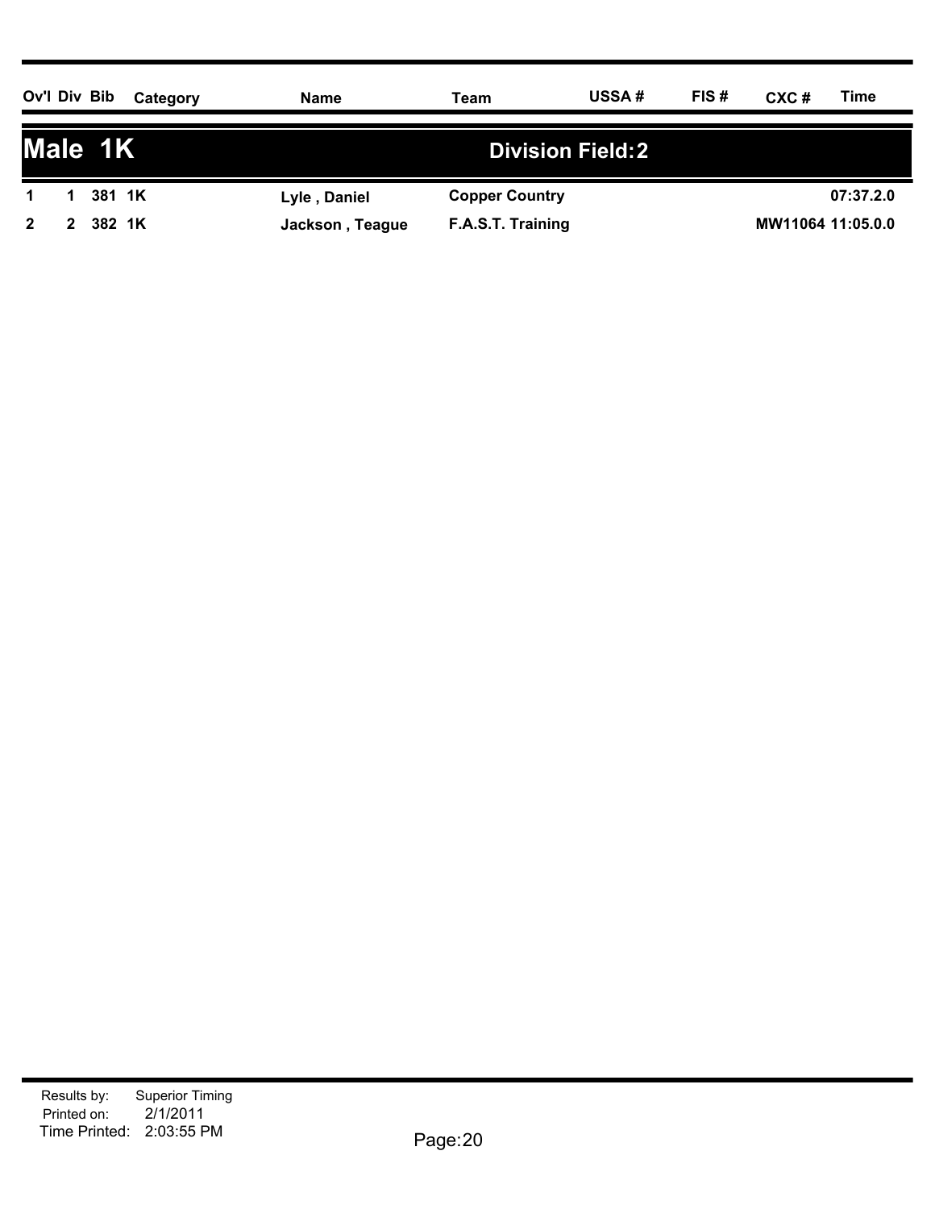| Ov'l | Div | Bib | Category | Name | Team | USSA # | FIS # | CXC # | Time |
|---|---|---|---|---|---|---|---|---|---|
| **Male 1K** | | | | | **Division Field: 2** | | | | |
| 1 | 1 | 381 | 1K | Lyle , Daniel | Copper Country | | | | 07:37.2.0 |
| 2 | 2 | 382 | 1K | Jackson , Teague | F.A.S.T. Training | | | MW11064 | 11:05.0.0 |

Results by: Superior Timing
Printed on: 2/1/2011
Time Printed: 2:03:55 PM